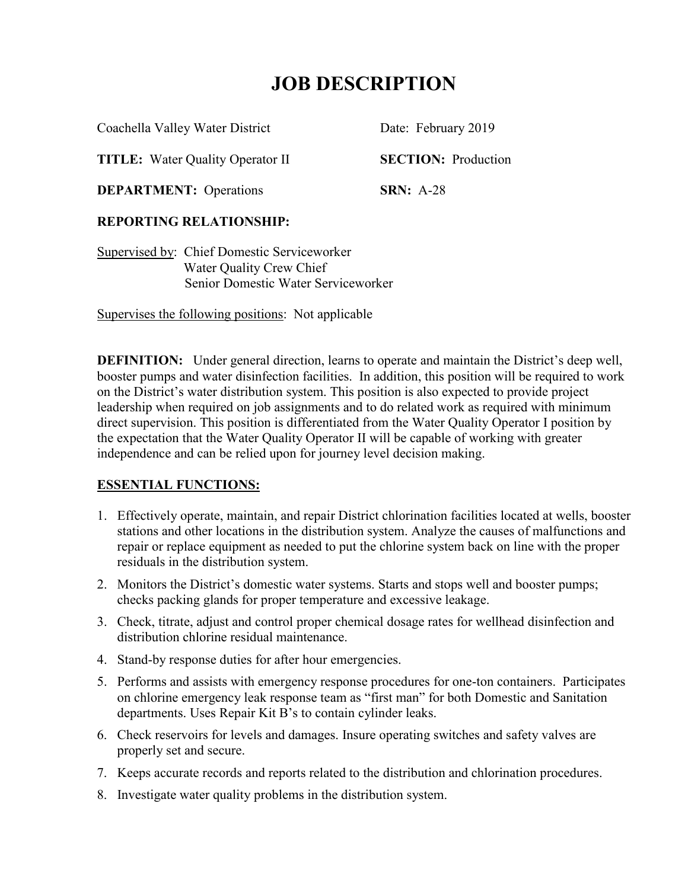# JOB DESCRIPTION

Coachella Valley Water District    Date: February 2019

**TITLE:** Water Quality Operator II    **SECTION:** Production

**DEPARTMENT:** Operations    **SRN:** A-28

**REPORTING RELATIONSHIP:**

Supervised by: Chief Domestic Serviceworker
Water Quality Crew Chief
Senior Domestic Water Serviceworker

Supervises the following positions: Not applicable

**DEFINITION:** Under general direction, learns to operate and maintain the District's deep well, booster pumps and water disinfection facilities. In addition, this position will be required to work on the District's water distribution system. This position is also expected to provide project leadership when required on job assignments and to do related work as required with minimum direct supervision. This position is differentiated from the Water Quality Operator I position by the expectation that the Water Quality Operator II will be capable of working with greater independence and can be relied upon for journey level decision making.

## ESSENTIAL FUNCTIONS:

1. Effectively operate, maintain, and repair District chlorination facilities located at wells, booster stations and other locations in the distribution system. Analyze the causes of malfunctions and repair or replace equipment as needed to put the chlorine system back on line with the proper residuals in the distribution system.
2. Monitors the District's domestic water systems. Starts and stops well and booster pumps; checks packing glands for proper temperature and excessive leakage.
3. Check, titrate, adjust and control proper chemical dosage rates for wellhead disinfection and distribution chlorine residual maintenance.
4. Stand-by response duties for after hour emergencies.
5. Performs and assists with emergency response procedures for one-ton containers. Participates on chlorine emergency leak response team as "first man" for both Domestic and Sanitation departments. Uses Repair Kit B's to contain cylinder leaks.
6. Check reservoirs for levels and damages. Insure operating switches and safety valves are properly set and secure.
7. Keeps accurate records and reports related to the distribution and chlorination procedures.
8. Investigate water quality problems in the distribution system.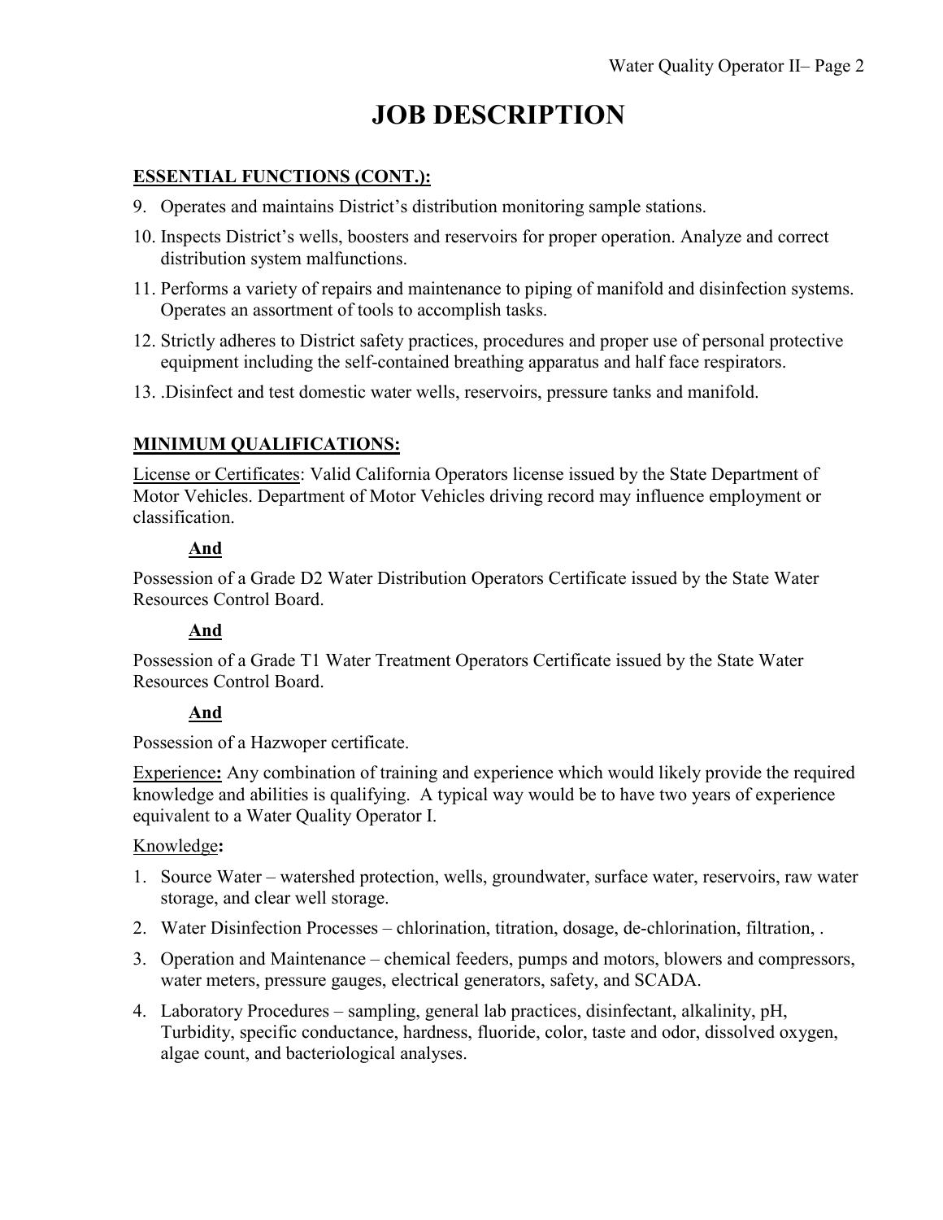# JOB DESCRIPTION

**ESSENTIAL FUNCTIONS (CONT.):**

9. Operates and maintains District's distribution monitoring sample stations.
10. Inspects District's wells, boosters and reservoirs for proper operation. Analyze and correct distribution system malfunctions.
11. Performs a variety of repairs and maintenance to piping of manifold and disinfection systems. Operates an assortment of tools to accomplish tasks.
12. Strictly adheres to District safety practices, procedures and proper use of personal protective equipment including the self-contained breathing apparatus and half face respirators.
13. .Disinfect and test domestic water wells, reservoirs, pressure tanks and manifold.

**MINIMUM QUALIFICATIONS:**

License or Certificates: Valid California Operators license issued by the State Department of Motor Vehicles. Department of Motor Vehicles driving record may influence employment or classification.

**And**

Possession of a Grade D2 Water Distribution Operators Certificate issued by the State Water Resources Control Board.

**And**

Possession of a Grade T1 Water Treatment Operators Certificate issued by the State Water Resources Control Board.

**And**

Possession of a Hazwoper certificate.

Experience**:** Any combination of training and experience which would likely provide the required knowledge and abilities is qualifying. A typical way would be to have two years of experience equivalent to a Water Quality Operator I.

Knowledge**:**

1. Source Water – watershed protection, wells, groundwater, surface water, reservoirs, raw water storage, and clear well storage.
2. Water Disinfection Processes – chlorination, titration, dosage, de-chlorination, filtration, .
3. Operation and Maintenance – chemical feeders, pumps and motors, blowers and compressors, water meters, pressure gauges, electrical generators, safety, and SCADA.
4. Laboratory Procedures – sampling, general lab practices, disinfectant, alkalinity, pH, Turbidity, specific conductance, hardness, fluoride, color, taste and odor, dissolved oxygen, algae count, and bacteriological analyses.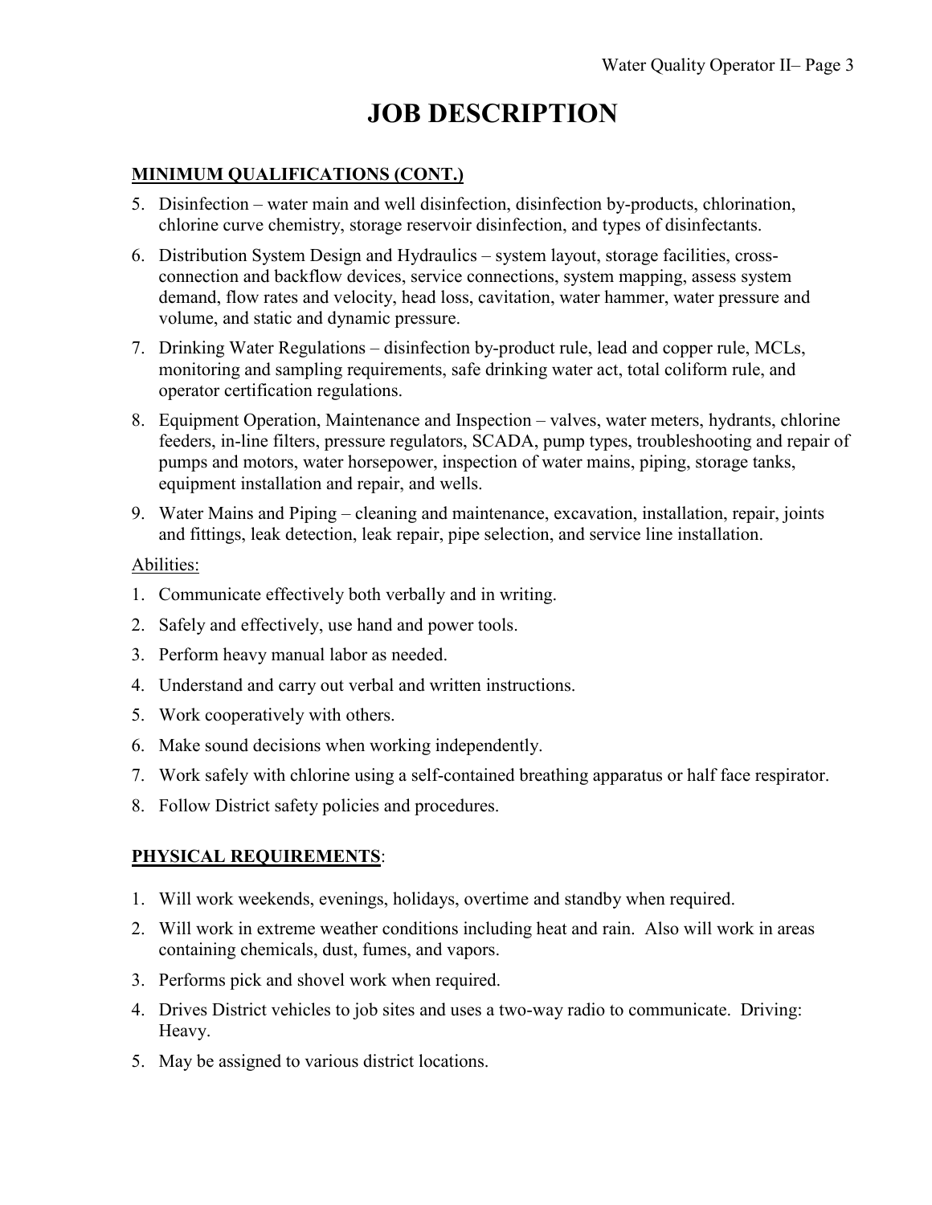# JOB DESCRIPTION

**MINIMUM QUALIFICATIONS (CONT.)**

5. Disinfection – water main and well disinfection, disinfection by-products, chlorination, chlorine curve chemistry, storage reservoir disinfection, and types of disinfectants.
6. Distribution System Design and Hydraulics – system layout, storage facilities, cross-connection and backflow devices, service connections, system mapping, assess system demand, flow rates and velocity, head loss, cavitation, water hammer, water pressure and volume, and static and dynamic pressure.
7. Drinking Water Regulations – disinfection by-product rule, lead and copper rule, MCLs, monitoring and sampling requirements, safe drinking water act, total coliform rule, and operator certification regulations.
8. Equipment Operation, Maintenance and Inspection – valves, water meters, hydrants, chlorine feeders, in-line filters, pressure regulators, SCADA, pump types, troubleshooting and repair of pumps and motors, water horsepower, inspection of water mains, piping, storage tanks, equipment installation and repair, and wells.
9. Water Mains and Piping – cleaning and maintenance, excavation, installation, repair, joints and fittings, leak detection, leak repair, pipe selection, and service line installation.

Abilities:

1. Communicate effectively both verbally and in writing.
2. Safely and effectively, use hand and power tools.
3. Perform heavy manual labor as needed.
4. Understand and carry out verbal and written instructions.
5. Work cooperatively with others.
6. Make sound decisions when working independently.
7. Work safely with chlorine using a self-contained breathing apparatus or half face respirator.
8. Follow District safety policies and procedures.

**PHYSICAL REQUIREMENTS**:

1. Will work weekends, evenings, holidays, overtime and standby when required.
2. Will work in extreme weather conditions including heat and rain. Also will work in areas containing chemicals, dust, fumes, and vapors.
3. Performs pick and shovel work when required.
4. Drives District vehicles to job sites and uses a two-way radio to communicate. Driving: Heavy.
5. May be assigned to various district locations.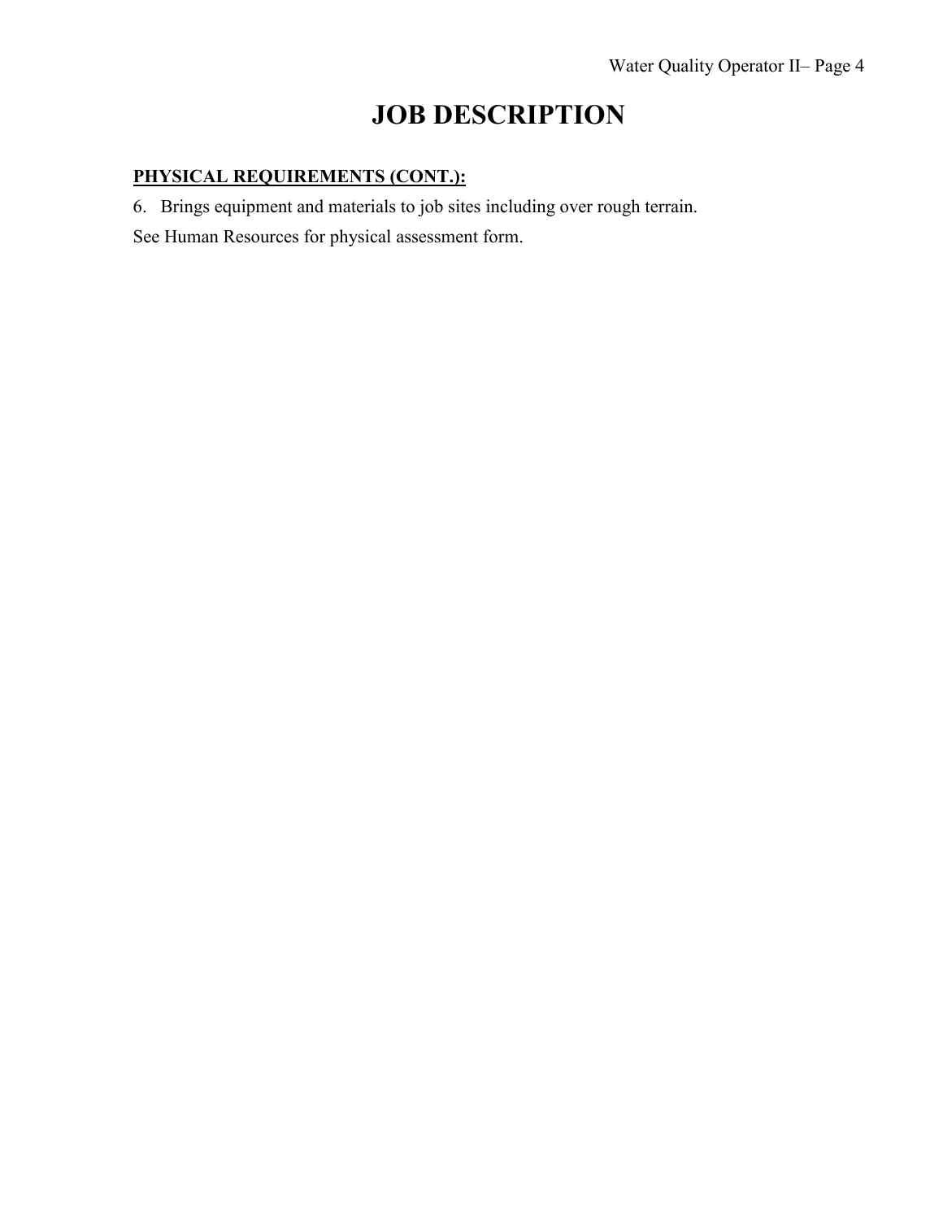# JOB DESCRIPTION

**PHYSICAL REQUIREMENTS (CONT.):**

6. Brings equipment and materials to job sites including over rough terrain.

See Human Resources for physical assessment form.